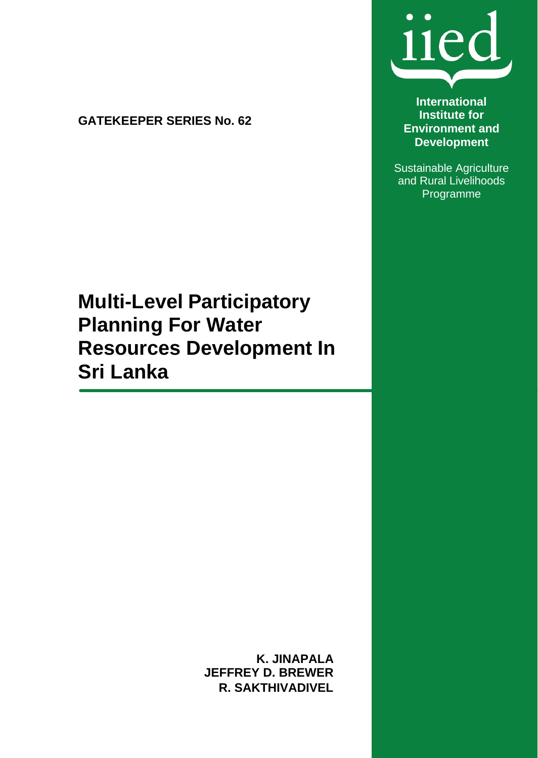**GATEKEEPER SERIES No. 62**

iied

**International Institute for Environment and Development**

Sustainable Agriculture and Rural Livelihoods Programme

# Multi-Level Participatory Planning For Water Resources Development In Sri Lanka

**K. JINAPALA**
**JEFFREY D. BREWER**
**R. SAKTHIVADIVEL**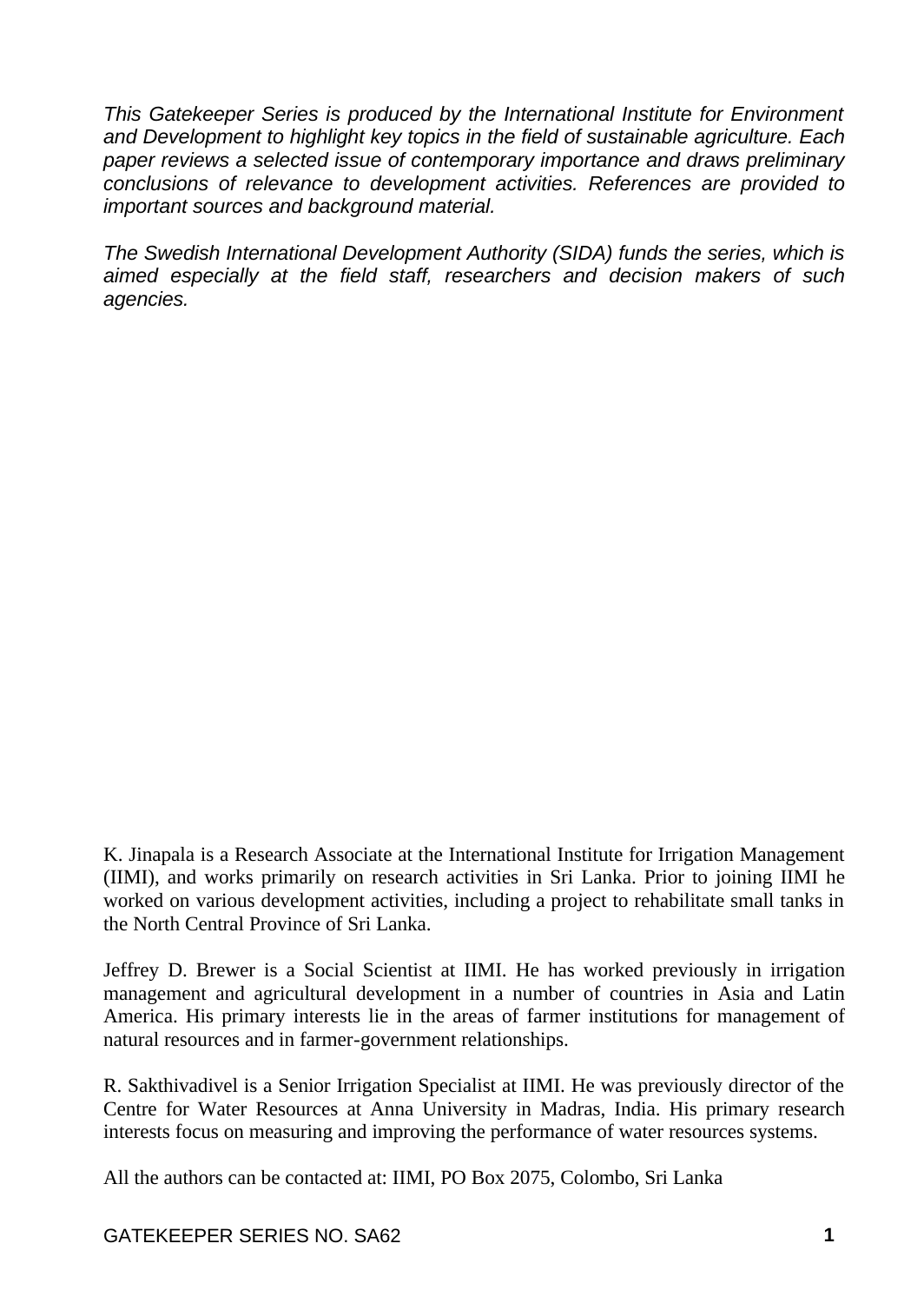*This Gatekeeper Series is produced by the International Institute for Environment and Development to highlight key topics in the field of sustainable agriculture. Each paper reviews a selected issue of contemporary importance and draws preliminary conclusions of relevance to development activities. References are provided to important sources and background material.*

*The Swedish International Development Authority (SIDA) funds the series, which is aimed especially at the field staff, researchers and decision makers of such agencies.*

K. Jinapala is a Research Associate at the International Institute for Irrigation Management (IIMI), and works primarily on research activities in Sri Lanka. Prior to joining IIMI he worked on various development activities, including a project to rehabilitate small tanks in the North Central Province of Sri Lanka.

Jeffrey D. Brewer is a Social Scientist at IIMI. He has worked previously in irrigation management and agricultural development in a number of countries in Asia and Latin America. His primary interests lie in the areas of farmer institutions for management of natural resources and in farmer-government relationships.

R. Sakthivadivel is a Senior Irrigation Specialist at IIMI. He was previously director of the Centre for Water Resources at Anna University in Madras, India. His primary research interests focus on measuring and improving the performance of water resources systems.

All the authors can be contacted at: IIMI, PO Box 2075, Colombo, Sri Lanka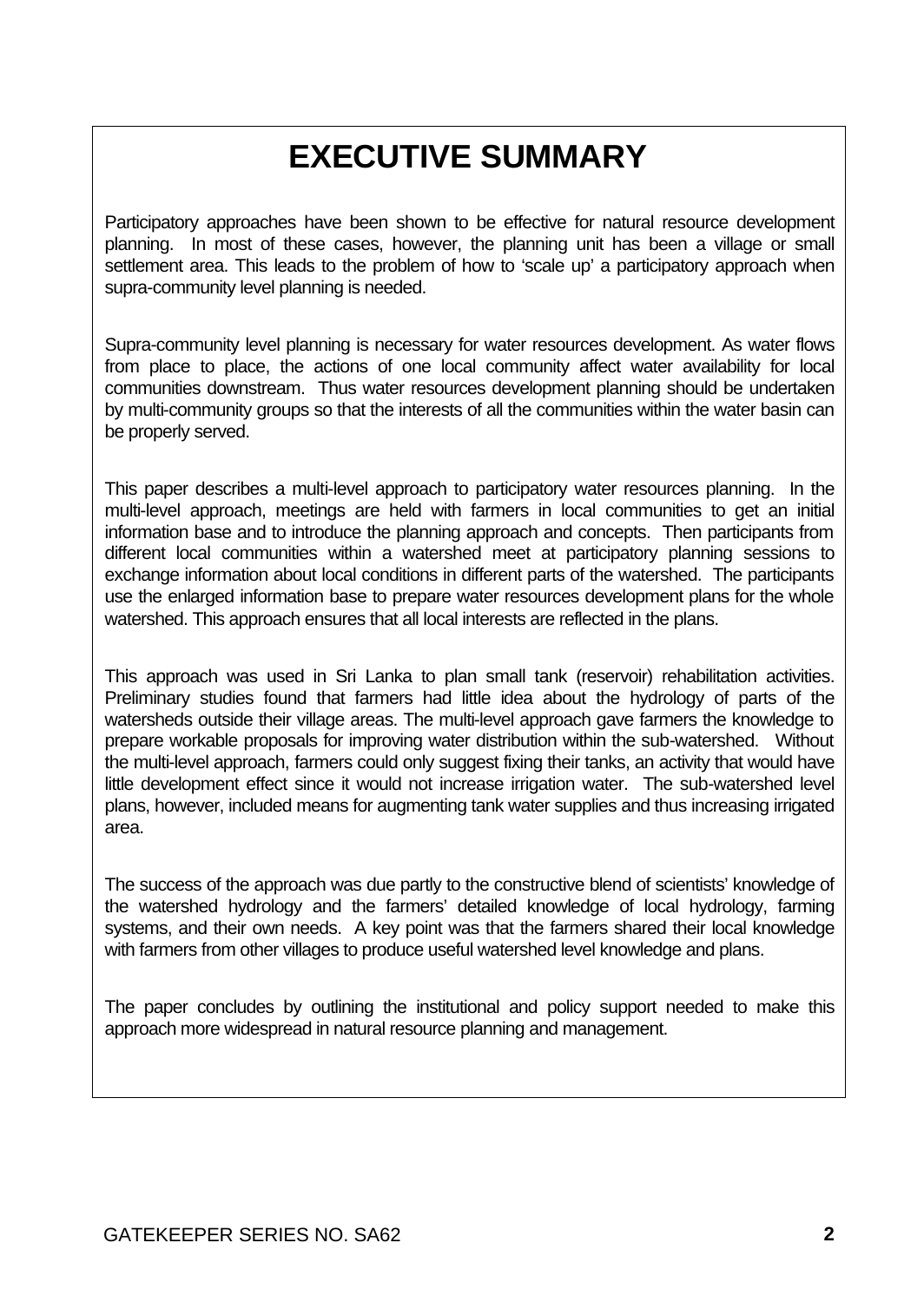# EXECUTIVE SUMMARY

Participatory approaches have been shown to be effective for natural resource development planning. In most of these cases, however, the planning unit has been a village or small settlement area. This leads to the problem of how to 'scale up' a participatory approach when supra-community level planning is needed.

Supra-community level planning is necessary for water resources development. As water flows from place to place, the actions of one local community affect water availability for local communities downstream. Thus water resources development planning should be undertaken by multi-community groups so that the interests of all the communities within the water basin can be properly served.

This paper describes a multi-level approach to participatory water resources planning. In the multi-level approach, meetings are held with farmers in local communities to get an initial information base and to introduce the planning approach and concepts. Then participants from different local communities within a watershed meet at participatory planning sessions to exchange information about local conditions in different parts of the watershed. The participants use the enlarged information base to prepare water resources development plans for the whole watershed. This approach ensures that all local interests are reflected in the plans.

This approach was used in Sri Lanka to plan small tank (reservoir) rehabilitation activities. Preliminary studies found that farmers had little idea about the hydrology of parts of the watersheds outside their village areas. The multi-level approach gave farmers the knowledge to prepare workable proposals for improving water distribution within the sub-watershed. Without the multi-level approach, farmers could only suggest fixing their tanks, an activity that would have little development effect since it would not increase irrigation water. The sub-watershed level plans, however, included means for augmenting tank water supplies and thus increasing irrigated area.

The success of the approach was due partly to the constructive blend of scientists' knowledge of the watershed hydrology and the farmers' detailed knowledge of local hydrology, farming systems, and their own needs. A key point was that the farmers shared their local knowledge with farmers from other villages to produce useful watershed level knowledge and plans.

The paper concludes by outlining the institutional and policy support needed to make this approach more widespread in natural resource planning and management.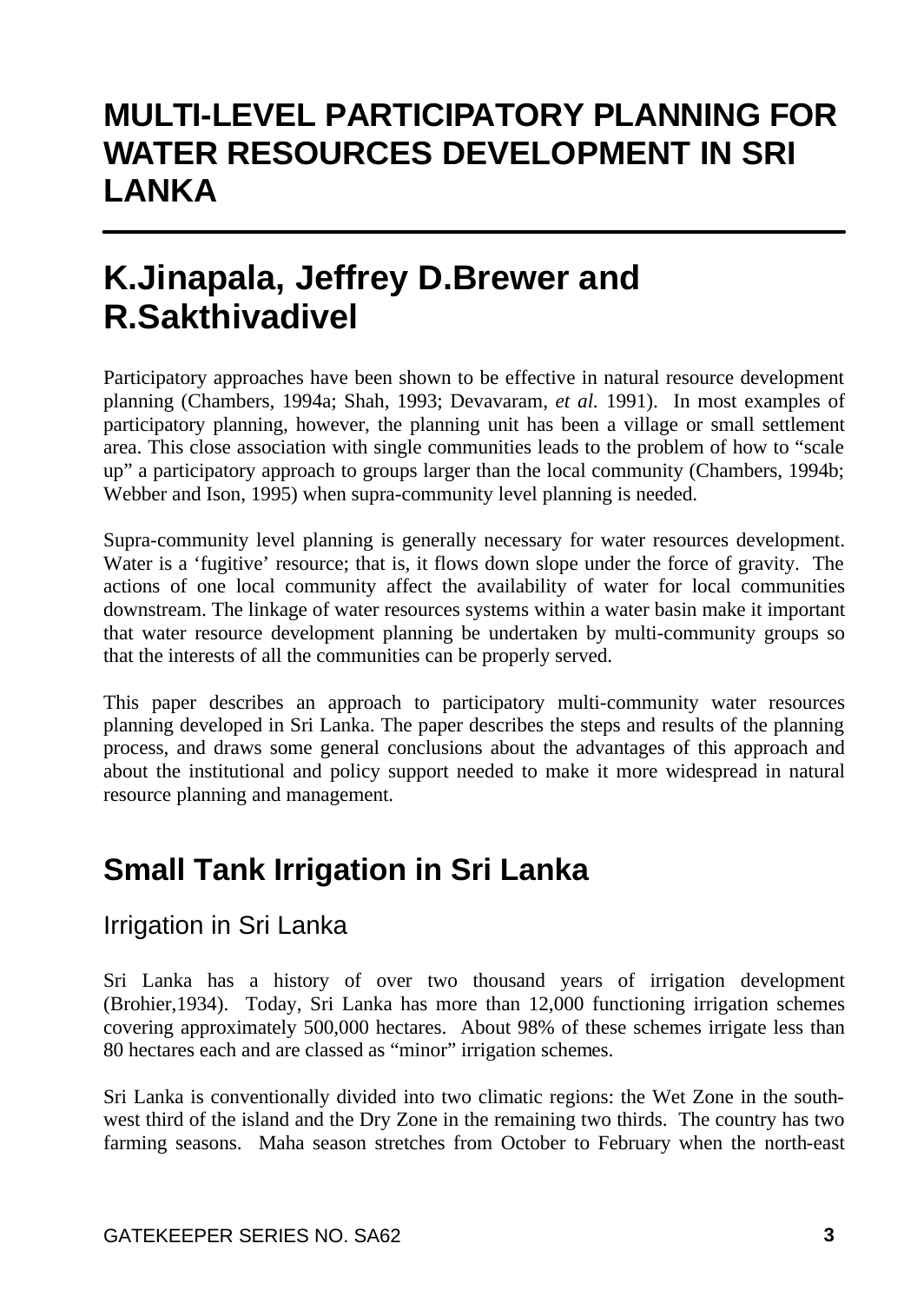# MULTI-LEVEL PARTICIPATORY PLANNING FOR WATER RESOURCES DEVELOPMENT IN SRI LANKA

## K.Jinapala, Jeffrey D.Brewer and R.Sakthivadivel

Participatory approaches have been shown to be effective in natural resource development planning (Chambers, 1994a; Shah, 1993; Devavaram, *et al.* 1991). In most examples of participatory planning, however, the planning unit has been a village or small settlement area. This close association with single communities leads to the problem of how to "scale up" a participatory approach to groups larger than the local community (Chambers, 1994b; Webber and Ison, 1995) when supra-community level planning is needed.

Supra-community level planning is generally necessary for water resources development. Water is a 'fugitive' resource; that is, it flows down slope under the force of gravity. The actions of one local community affect the availability of water for local communities downstream. The linkage of water resources systems within a water basin make it important that water resource development planning be undertaken by multi-community groups so that the interests of all the communities can be properly served.

This paper describes an approach to participatory multi-community water resources planning developed in Sri Lanka. The paper describes the steps and results of the planning process, and draws some general conclusions about the advantages of this approach and about the institutional and policy support needed to make it more widespread in natural resource planning and management.

## Small Tank Irrigation in Sri Lanka

### Irrigation in Sri Lanka

Sri Lanka has a history of over two thousand years of irrigation development (Brohier,1934). Today, Sri Lanka has more than 12,000 functioning irrigation schemes covering approximately 500,000 hectares. About 98% of these schemes irrigate less than 80 hectares each and are classed as "minor" irrigation schemes.

Sri Lanka is conventionally divided into two climatic regions: the Wet Zone in the south-west third of the island and the Dry Zone in the remaining two thirds. The country has two farming seasons. Maha season stretches from October to February when the north-east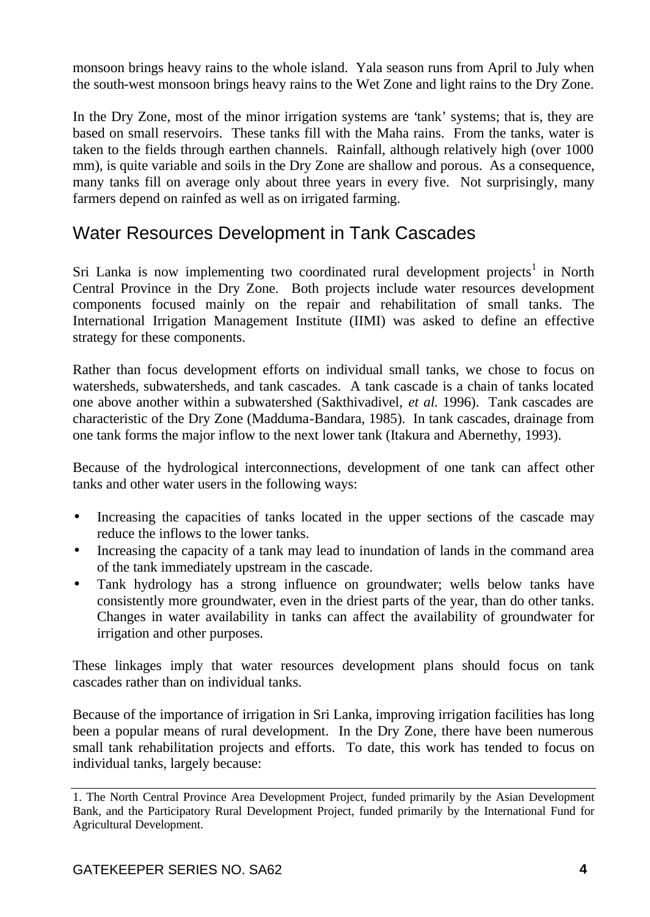monsoon brings heavy rains to the whole island. Yala season runs from April to July when the south-west monsoon brings heavy rains to the Wet Zone and light rains to the Dry Zone.

In the Dry Zone, most of the minor irrigation systems are 'tank' systems; that is, they are based on small reservoirs. These tanks fill with the Maha rains. From the tanks, water is taken to the fields through earthen channels. Rainfall, although relatively high (over 1000 mm), is quite variable and soils in the Dry Zone are shallow and porous. As a consequence, many tanks fill on average only about three years in every five. Not surprisingly, many farmers depend on rainfed as well as on irrigated farming.

## Water Resources Development in Tank Cascades

Sri Lanka is now implementing two coordinated rural development projects[1] in North Central Province in the Dry Zone. Both projects include water resources development components focused mainly on the repair and rehabilitation of small tanks. The International Irrigation Management Institute (IIMI) was asked to define an effective strategy for these components.

Rather than focus development efforts on individual small tanks, we chose to focus on watersheds, subwatersheds, and tank cascades. A tank cascade is a chain of tanks located one above another within a subwatershed (Sakthivadivel, *et al.* 1996). Tank cascades are characteristic of the Dry Zone (Madduma-Bandara, 1985). In tank cascades, drainage from one tank forms the major inflow to the next lower tank (Itakura and Abernethy, 1993).

Because of the hydrological interconnections, development of one tank can affect other tanks and other water users in the following ways:

- Increasing the capacities of tanks located in the upper sections of the cascade may reduce the inflows to the lower tanks.
- Increasing the capacity of a tank may lead to inundation of lands in the command area of the tank immediately upstream in the cascade.
- Tank hydrology has a strong influence on groundwater; wells below tanks have consistently more groundwater, even in the driest parts of the year, than do other tanks. Changes in water availability in tanks can affect the availability of groundwater for irrigation and other purposes.

These linkages imply that water resources development plans should focus on tank cascades rather than on individual tanks.

Because of the importance of irrigation in Sri Lanka, improving irrigation facilities has long been a popular means of rural development. In the Dry Zone, there have been numerous small tank rehabilitation projects and efforts. To date, this work has tended to focus on individual tanks, largely because:

1. The North Central Province Area Development Project, funded primarily by the Asian Development Bank, and the Participatory Rural Development Project, funded primarily by the International Fund for Agricultural Development.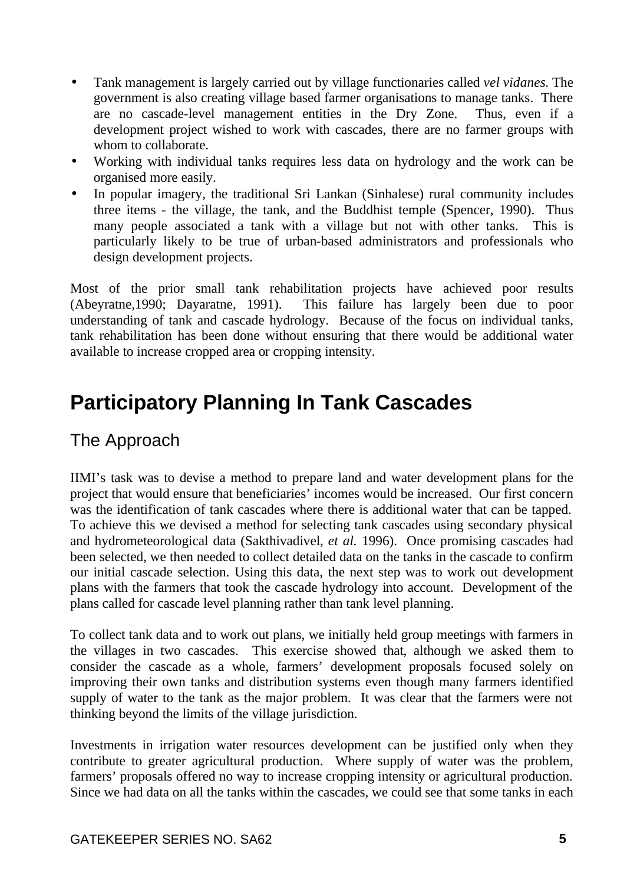- Tank management is largely carried out by village functionaries called *vel vidanes.* The government is also creating village based farmer organisations to manage tanks. There are no cascade-level management entities in the Dry Zone. Thus, even if a development project wished to work with cascades, there are no farmer groups with whom to collaborate.
- Working with individual tanks requires less data on hydrology and the work can be organised more easily.
- In popular imagery, the traditional Sri Lankan (Sinhalese) rural community includes three items - the village, the tank, and the Buddhist temple (Spencer, 1990). Thus many people associated a tank with a village but not with other tanks. This is particularly likely to be true of urban-based administrators and professionals who design development projects.

Most of the prior small tank rehabilitation projects have achieved poor results (Abeyratne,1990; Dayaratne, 1991). This failure has largely been due to poor understanding of tank and cascade hydrology. Because of the focus on individual tanks, tank rehabilitation has been done without ensuring that there would be additional water available to increase cropped area or cropping intensity.

# Participatory Planning In Tank Cascades

## The Approach

IIMI's task was to devise a method to prepare land and water development plans for the project that would ensure that beneficiaries' incomes would be increased. Our first concern was the identification of tank cascades where there is additional water that can be tapped. To achieve this we devised a method for selecting tank cascades using secondary physical and hydrometeorological data (Sakthivadivel, *et al.* 1996). Once promising cascades had been selected, we then needed to collect detailed data on the tanks in the cascade to confirm our initial cascade selection. Using this data, the next step was to work out development plans with the farmers that took the cascade hydrology into account. Development of the plans called for cascade level planning rather than tank level planning.

To collect tank data and to work out plans, we initially held group meetings with farmers in the villages in two cascades. This exercise showed that, although we asked them to consider the cascade as a whole, farmers' development proposals focused solely on improving their own tanks and distribution systems even though many farmers identified supply of water to the tank as the major problem. It was clear that the farmers were not thinking beyond the limits of the village jurisdiction.

Investments in irrigation water resources development can be justified only when they contribute to greater agricultural production. Where supply of water was the problem, farmers' proposals offered no way to increase cropping intensity or agricultural production. Since we had data on all the tanks within the cascades, we could see that some tanks in each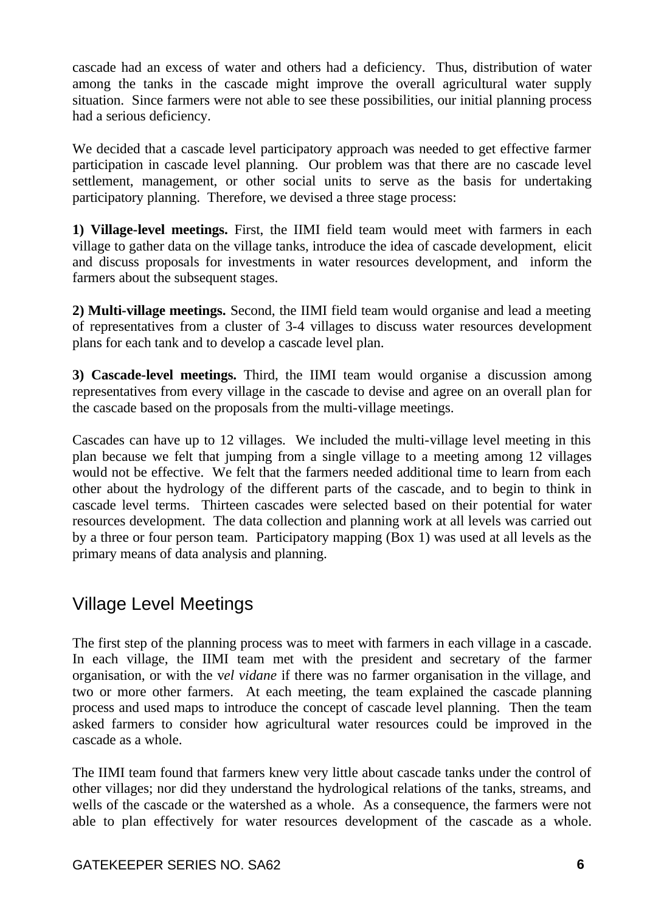cascade had an excess of water and others had a deficiency. Thus, distribution of water among the tanks in the cascade might improve the overall agricultural water supply situation. Since farmers were not able to see these possibilities, our initial planning process had a serious deficiency.

We decided that a cascade level participatory approach was needed to get effective farmer participation in cascade level planning. Our problem was that there are no cascade level settlement, management, or other social units to serve as the basis for undertaking participatory planning. Therefore, we devised a three stage process:

**1) Village-level meetings.** First, the IIMI field team would meet with farmers in each village to gather data on the village tanks, introduce the idea of cascade development, elicit and discuss proposals for investments in water resources development, and inform the farmers about the subsequent stages.

**2) Multi-village meetings.** Second, the IIMI field team would organise and lead a meeting of representatives from a cluster of 3-4 villages to discuss water resources development plans for each tank and to develop a cascade level plan.

**3) Cascade-level meetings.** Third, the IIMI team would organise a discussion among representatives from every village in the cascade to devise and agree on an overall plan for the cascade based on the proposals from the multi-village meetings.

Cascades can have up to 12 villages. We included the multi-village level meeting in this plan because we felt that jumping from a single village to a meeting among 12 villages would not be effective. We felt that the farmers needed additional time to learn from each other about the hydrology of the different parts of the cascade, and to begin to think in cascade level terms. Thirteen cascades were selected based on their potential for water resources development. The data collection and planning work at all levels was carried out by a three or four person team. Participatory mapping (Box 1) was used at all levels as the primary means of data analysis and planning.

## Village Level Meetings

The first step of the planning process was to meet with farmers in each village in a cascade. In each village, the IIMI team met with the president and secretary of the farmer organisation, or with the *vel vidane* if there was no farmer organisation in the village, and two or more other farmers. At each meeting, the team explained the cascade planning process and used maps to introduce the concept of cascade level planning. Then the team asked farmers to consider how agricultural water resources could be improved in the cascade as a whole.

The IIMI team found that farmers knew very little about cascade tanks under the control of other villages; nor did they understand the hydrological relations of the tanks, streams, and wells of the cascade or the watershed as a whole. As a consequence, the farmers were not able to plan effectively for water resources development of the cascade as a whole.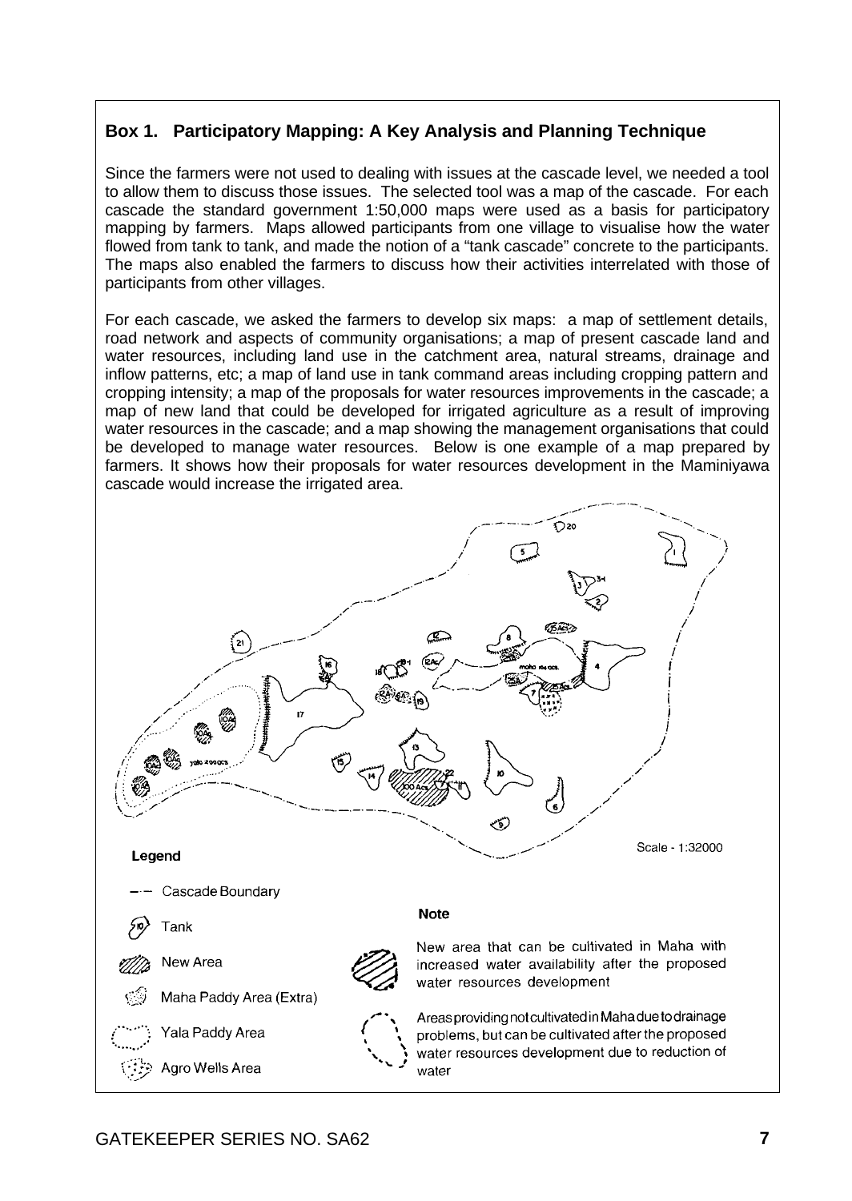### Box 1. Participatory Mapping: A Key Analysis and Planning Technique

Since the farmers were not used to dealing with issues at the cascade level, we needed a tool to allow them to discuss those issues. The selected tool was a map of the cascade. For each cascade the standard government 1:50,000 maps were used as a basis for participatory mapping by farmers. Maps allowed participants from one village to visualise how the water flowed from tank to tank, and made the notion of a "tank cascade" concrete to the participants. The maps also enabled the farmers to discuss how their activities interrelated with those of participants from other villages.

For each cascade, we asked the farmers to develop six maps: a map of settlement details, road network and aspects of community organisations; a map of present cascade land and water resources, including land use in the catchment area, natural streams, drainage and inflow patterns, etc; a map of land use in tank command areas including cropping pattern and cropping intensity; a map of the proposals for water resources improvements in the cascade; a map of new land that could be developed for irrigated agriculture as a result of improving water resources in the cascade; and a map showing the management organisations that could be developed to manage water resources. Below is one example of a map prepared by farmers. It shows how their proposals for water resources development in the Maminiyawa cascade would increase the irrigated area.

Scale - 1:32000

**Legend**

- Cascade Boundary
- Tank
- New Area
- Maha Paddy Area (Extra)
- Yala Paddy Area
- Agro Wells Area

**Note**

New area that can be cultivated in Maha with increased water availability after the proposed water resources development

Areas providing not cultivated in Maha due to drainage problems, but can be cultivated after the proposed water resources development due to reduction of water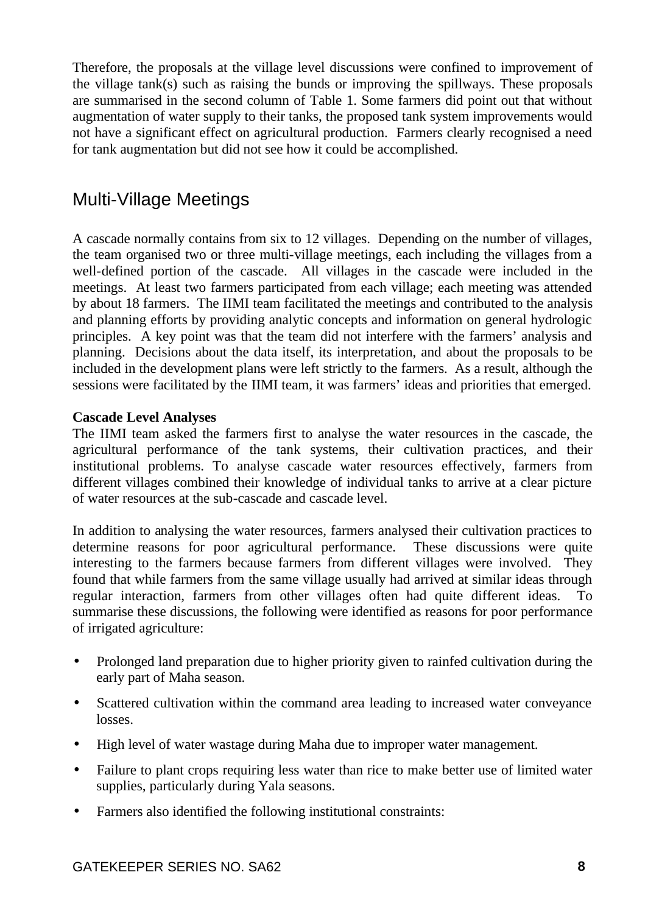Therefore, the proposals at the village level discussions were confined to improvement of the village tank(s) such as raising the bunds or improving the spillways. These proposals are summarised in the second column of Table 1. Some farmers did point out that without augmentation of water supply to their tanks, the proposed tank system improvements would not have a significant effect on agricultural production. Farmers clearly recognised a need for tank augmentation but did not see how it could be accomplished.

## Multi-Village Meetings

A cascade normally contains from six to 12 villages. Depending on the number of villages, the team organised two or three multi-village meetings, each including the villages from a well-defined portion of the cascade. All villages in the cascade were included in the meetings. At least two farmers participated from each village; each meeting was attended by about 18 farmers. The IIMI team facilitated the meetings and contributed to the analysis and planning efforts by providing analytic concepts and information on general hydrologic principles. A key point was that the team did not interfere with the farmers' analysis and planning. Decisions about the data itself, its interpretation, and about the proposals to be included in the development plans were left strictly to the farmers. As a result, although the sessions were facilitated by the IIMI team, it was farmers' ideas and priorities that emerged.

**Cascade Level Analyses**

The IIMI team asked the farmers first to analyse the water resources in the cascade, the agricultural performance of the tank systems, their cultivation practices, and their institutional problems. To analyse cascade water resources effectively, farmers from different villages combined their knowledge of individual tanks to arrive at a clear picture of water resources at the sub-cascade and cascade level.

In addition to analysing the water resources, farmers analysed their cultivation practices to determine reasons for poor agricultural performance. These discussions were quite interesting to the farmers because farmers from different villages were involved. They found that while farmers from the same village usually had arrived at similar ideas through regular interaction, farmers from other villages often had quite different ideas. To summarise these discussions, the following were identified as reasons for poor performance of irrigated agriculture:

- Prolonged land preparation due to higher priority given to rainfed cultivation during the early part of Maha season.
- Scattered cultivation within the command area leading to increased water conveyance losses.
- High level of water wastage during Maha due to improper water management.
- Failure to plant crops requiring less water than rice to make better use of limited water supplies, particularly during Yala seasons.
- Farmers also identified the following institutional constraints: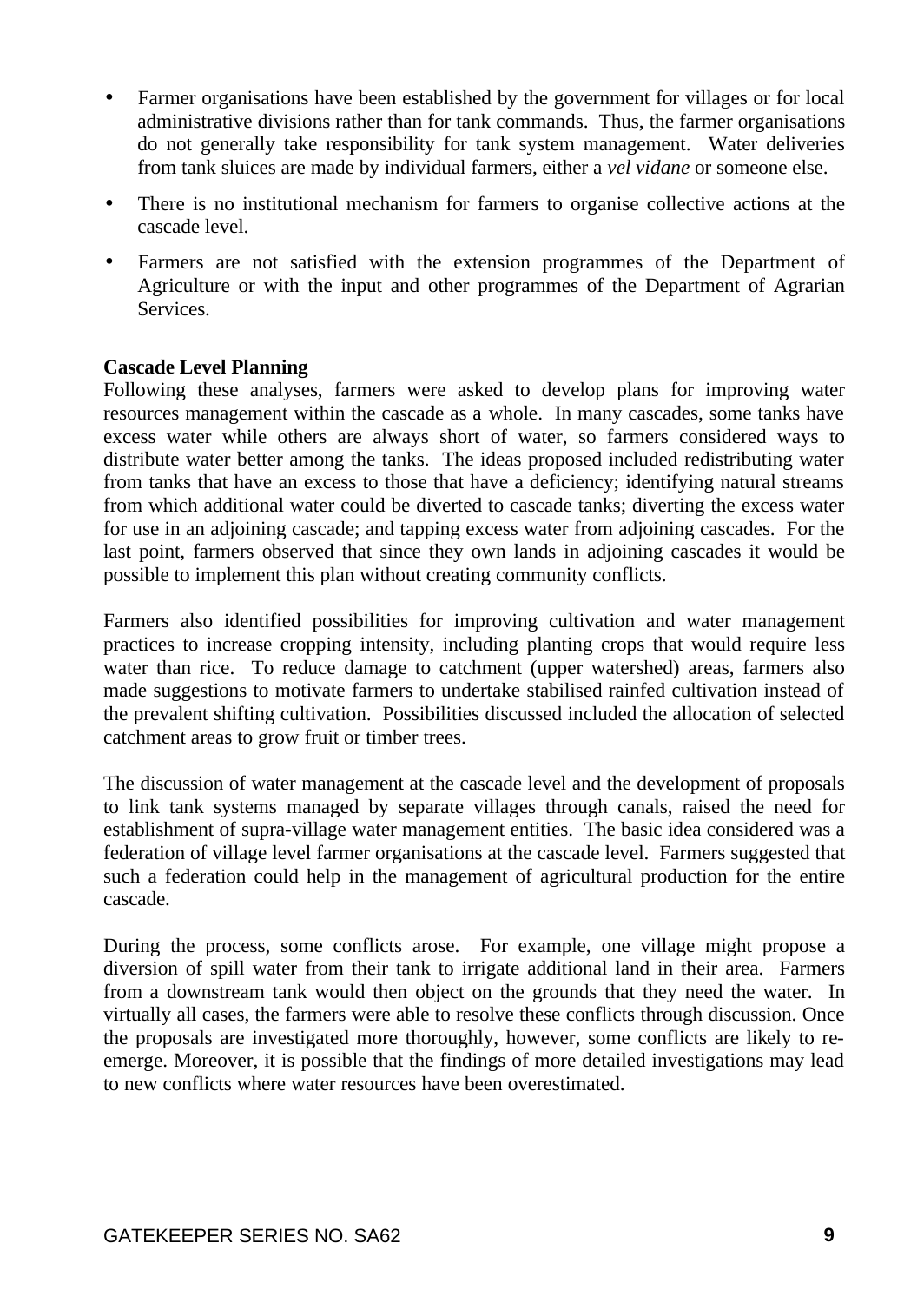- Farmer organisations have been established by the government for villages or for local administrative divisions rather than for tank commands. Thus, the farmer organisations do not generally take responsibility for tank system management. Water deliveries from tank sluices are made by individual farmers, either a *vel vidane* or someone else.
- There is no institutional mechanism for farmers to organise collective actions at the cascade level.
- Farmers are not satisfied with the extension programmes of the Department of Agriculture or with the input and other programmes of the Department of Agrarian Services.

**Cascade Level Planning**

Following these analyses, farmers were asked to develop plans for improving water resources management within the cascade as a whole. In many cascades, some tanks have excess water while others are always short of water, so farmers considered ways to distribute water better among the tanks. The ideas proposed included redistributing water from tanks that have an excess to those that have a deficiency; identifying natural streams from which additional water could be diverted to cascade tanks; diverting the excess water for use in an adjoining cascade; and tapping excess water from adjoining cascades. For the last point, farmers observed that since they own lands in adjoining cascades it would be possible to implement this plan without creating community conflicts.

Farmers also identified possibilities for improving cultivation and water management practices to increase cropping intensity, including planting crops that would require less water than rice. To reduce damage to catchment (upper watershed) areas, farmers also made suggestions to motivate farmers to undertake stabilised rainfed cultivation instead of the prevalent shifting cultivation. Possibilities discussed included the allocation of selected catchment areas to grow fruit or timber trees.

The discussion of water management at the cascade level and the development of proposals to link tank systems managed by separate villages through canals, raised the need for establishment of supra-village water management entities. The basic idea considered was a federation of village level farmer organisations at the cascade level. Farmers suggested that such a federation could help in the management of agricultural production for the entire cascade.

During the process, some conflicts arose. For example, one village might propose a diversion of spill water from their tank to irrigate additional land in their area. Farmers from a downstream tank would then object on the grounds that they need the water. In virtually all cases, the farmers were able to resolve these conflicts through discussion. Once the proposals are investigated more thoroughly, however, some conflicts are likely to re-emerge. Moreover, it is possible that the findings of more detailed investigations may lead to new conflicts where water resources have been overestimated.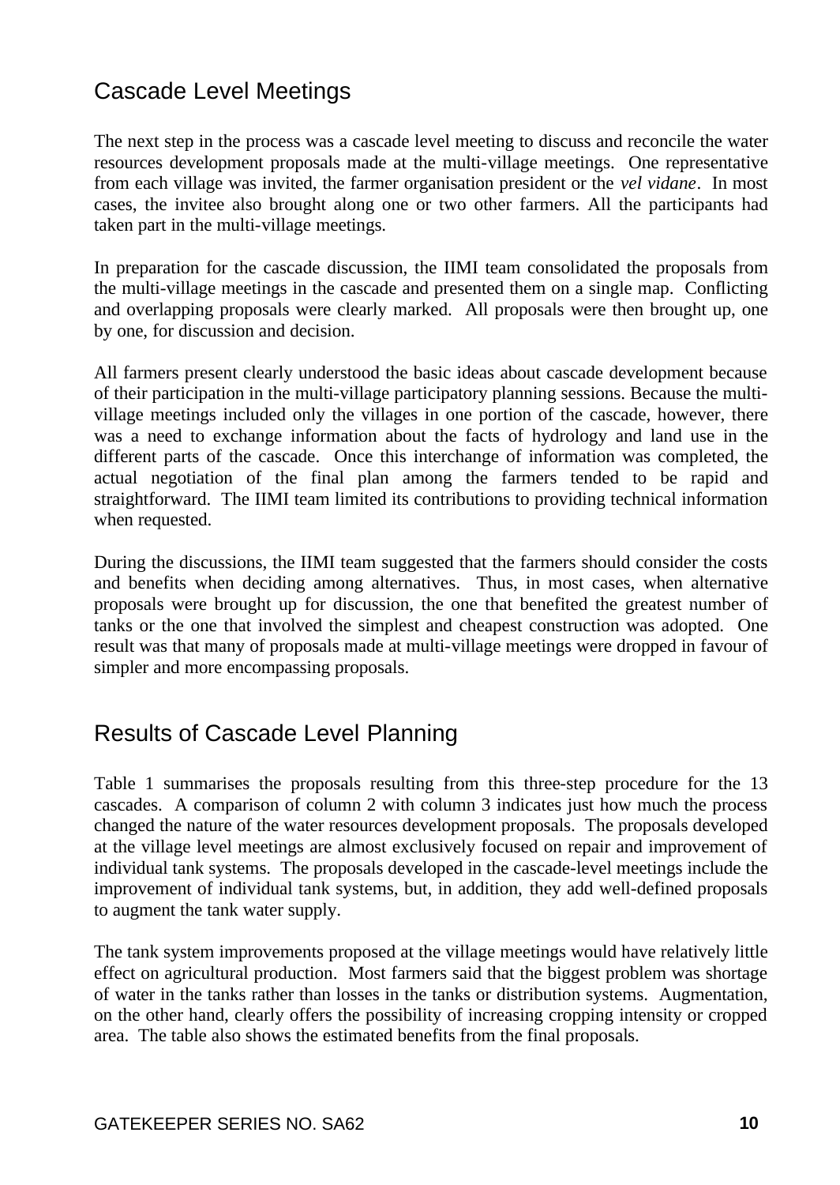## Cascade Level Meetings

The next step in the process was a cascade level meeting to discuss and reconcile the water resources development proposals made at the multi-village meetings. One representative from each village was invited, the farmer organisation president or the *vel vidane*. In most cases, the invitee also brought along one or two other farmers. All the participants had taken part in the multi-village meetings.

In preparation for the cascade discussion, the IIMI team consolidated the proposals from the multi-village meetings in the cascade and presented them on a single map. Conflicting and overlapping proposals were clearly marked. All proposals were then brought up, one by one, for discussion and decision.

All farmers present clearly understood the basic ideas about cascade development because of their participation in the multi-village participatory planning sessions. Because the multi-village meetings included only the villages in one portion of the cascade, however, there was a need to exchange information about the facts of hydrology and land use in the different parts of the cascade. Once this interchange of information was completed, the actual negotiation of the final plan among the farmers tended to be rapid and straightforward. The IIMI team limited its contributions to providing technical information when requested.

During the discussions, the IIMI team suggested that the farmers should consider the costs and benefits when deciding among alternatives. Thus, in most cases, when alternative proposals were brought up for discussion, the one that benefited the greatest number of tanks or the one that involved the simplest and cheapest construction was adopted. One result was that many of proposals made at multi-village meetings were dropped in favour of simpler and more encompassing proposals.

## Results of Cascade Level Planning

Table 1 summarises the proposals resulting from this three-step procedure for the 13 cascades. A comparison of column 2 with column 3 indicates just how much the process changed the nature of the water resources development proposals. The proposals developed at the village level meetings are almost exclusively focused on repair and improvement of individual tank systems. The proposals developed in the cascade-level meetings include the improvement of individual tank systems, but, in addition, they add well-defined proposals to augment the tank water supply.

The tank system improvements proposed at the village meetings would have relatively little effect on agricultural production. Most farmers said that the biggest problem was shortage of water in the tanks rather than losses in the tanks or distribution systems. Augmentation, on the other hand, clearly offers the possibility of increasing cropping intensity or cropped area. The table also shows the estimated benefits from the final proposals.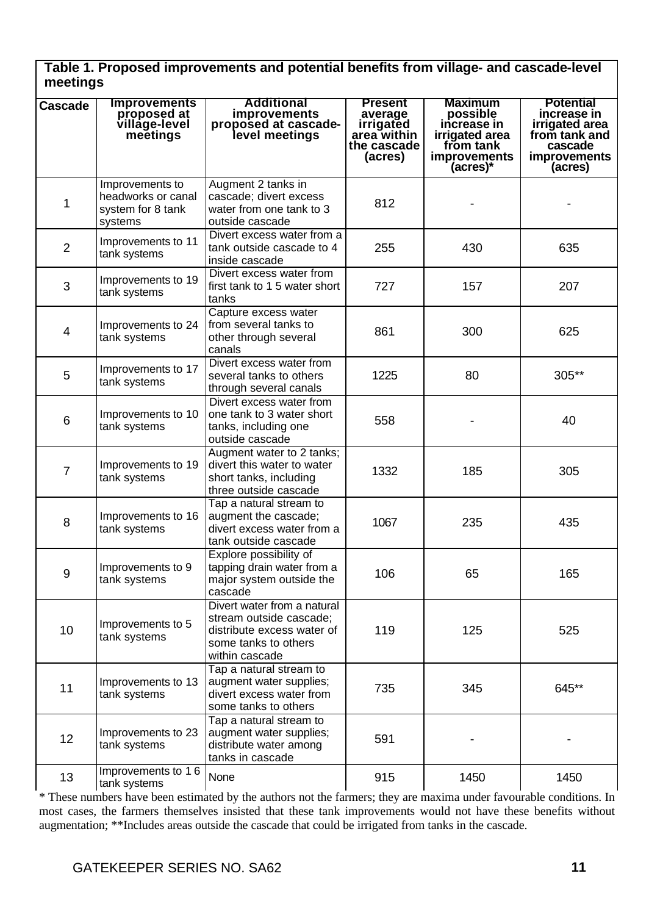**Table 1. Proposed improvements and potential benefits from village- and cascade-level meetings**

| Cascade | Improvements proposed at village-level meetings | Additional improvements proposed at cascade-level meetings | Present average irrigated area within the cascade (acres) | Maximum possible increase in irrigated area from tank improvements (acres)* | Potential increase in irrigated area from tank and cascade improvements (acres) |
|---|---|---|---|---|---|
| 1 | Improvements to headworks or canal system for 8 tank systems | Augment 2 tanks in cascade; divert excess water from one tank to 3 outside cascade | 812 | - | - |
| 2 | Improvements to 11 tank systems | Divert excess water from a tank outside cascade to 4 inside cascade | 255 | 430 | 635 |
| 3 | Improvements to 19 tank systems | Divert excess water from first tank to 1 5 water short tanks | 727 | 157 | 207 |
| 4 | Improvements to 24 tank systems | Capture excess water from several tanks to other through several canals | 861 | 300 | 625 |
| 5 | Improvements to 17 tank systems | Divert excess water from several tanks to others through several canals | 1225 | 80 | 305** |
| 6 | Improvements to 10 tank systems | Divert excess water from one tank to 3 water short tanks, including one outside cascade | 558 | - | 40 |
| 7 | Improvements to 19 tank systems | Augment water to 2 tanks; divert this water to water short tanks, including three outside cascade | 1332 | 185 | 305 |
| 8 | Improvements to 16 tank systems | Tap a natural stream to augment the cascade; divert excess water from a tank outside cascade | 1067 | 235 | 435 |
| 9 | Improvements to 9 tank systems | Explore possibility of tapping drain water from a major system outside the cascade | 106 | 65 | 165 |
| 10 | Improvements to 5 tank systems | Divert water from a natural stream outside cascade; distribute excess water of some tanks to others within cascade | 119 | 125 | 525 |
| 11 | Improvements to 13 tank systems | Tap a natural stream to augment water supplies; divert excess water from some tanks to others | 735 | 345 | 645** |
| 12 | Improvements to 23 tank systems | Tap a natural stream to augment water supplies; distribute water among tanks in cascade | 591 | - | - |
| 13 | Improvements to 1 6 tank systems | None | 915 | 1450 | 1450 |

* These numbers have been estimated by the authors not the farmers; they are maxima under favourable conditions. In most cases, the farmers themselves insisted that these tank improvements would not have these benefits without augmentation; **Includes areas outside the cascade that could be irrigated from tanks in the cascade.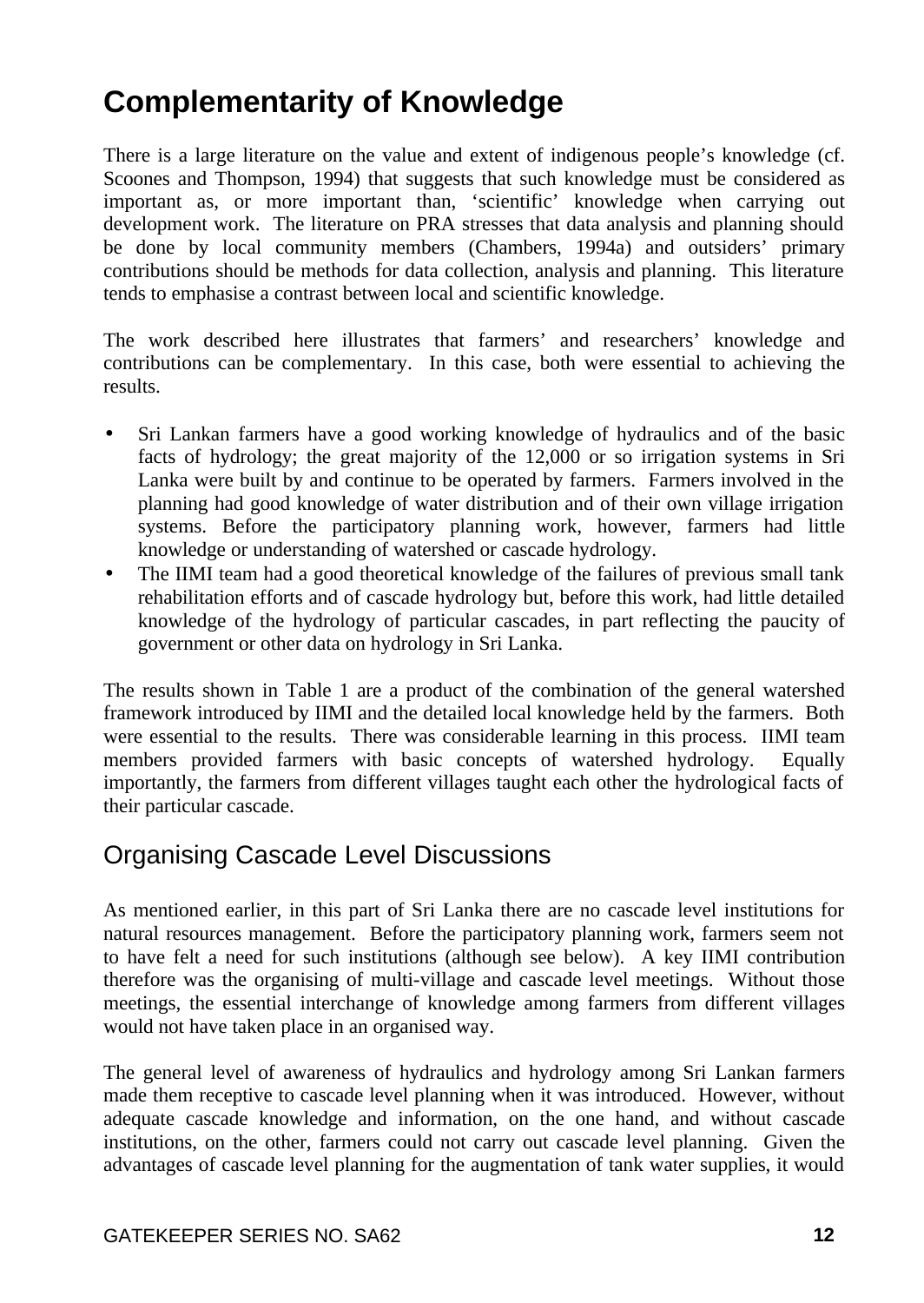## Complementarity of Knowledge

There is a large literature on the value and extent of indigenous people's knowledge (cf. Scoones and Thompson, 1994) that suggests that such knowledge must be considered as important as, or more important than, 'scientific' knowledge when carrying out development work. The literature on PRA stresses that data analysis and planning should be done by local community members (Chambers, 1994a) and outsiders' primary contributions should be methods for data collection, analysis and planning. This literature tends to emphasise a contrast between local and scientific knowledge.

The work described here illustrates that farmers' and researchers' knowledge and contributions can be complementary. In this case, both were essential to achieving the results.

- Sri Lankan farmers have a good working knowledge of hydraulics and of the basic facts of hydrology; the great majority of the 12,000 or so irrigation systems in Sri Lanka were built by and continue to be operated by farmers. Farmers involved in the planning had good knowledge of water distribution and of their own village irrigation systems. Before the participatory planning work, however, farmers had little knowledge or understanding of watershed or cascade hydrology.
- The IIMI team had a good theoretical knowledge of the failures of previous small tank rehabilitation efforts and of cascade hydrology but, before this work, had little detailed knowledge of the hydrology of particular cascades, in part reflecting the paucity of government or other data on hydrology in Sri Lanka.

The results shown in Table 1 are a product of the combination of the general watershed framework introduced by IIMI and the detailed local knowledge held by the farmers. Both were essential to the results. There was considerable learning in this process. IIMI team members provided farmers with basic concepts of watershed hydrology. Equally importantly, the farmers from different villages taught each other the hydrological facts of their particular cascade.

### Organising Cascade Level Discussions

As mentioned earlier, in this part of Sri Lanka there are no cascade level institutions for natural resources management. Before the participatory planning work, farmers seem not to have felt a need for such institutions (although see below). A key IIMI contribution therefore was the organising of multi-village and cascade level meetings. Without those meetings, the essential interchange of knowledge among farmers from different villages would not have taken place in an organised way.

The general level of awareness of hydraulics and hydrology among Sri Lankan farmers made them receptive to cascade level planning when it was introduced. However, without adequate cascade knowledge and information, on the one hand, and without cascade institutions, on the other, farmers could not carry out cascade level planning. Given the advantages of cascade level planning for the augmentation of tank water supplies, it would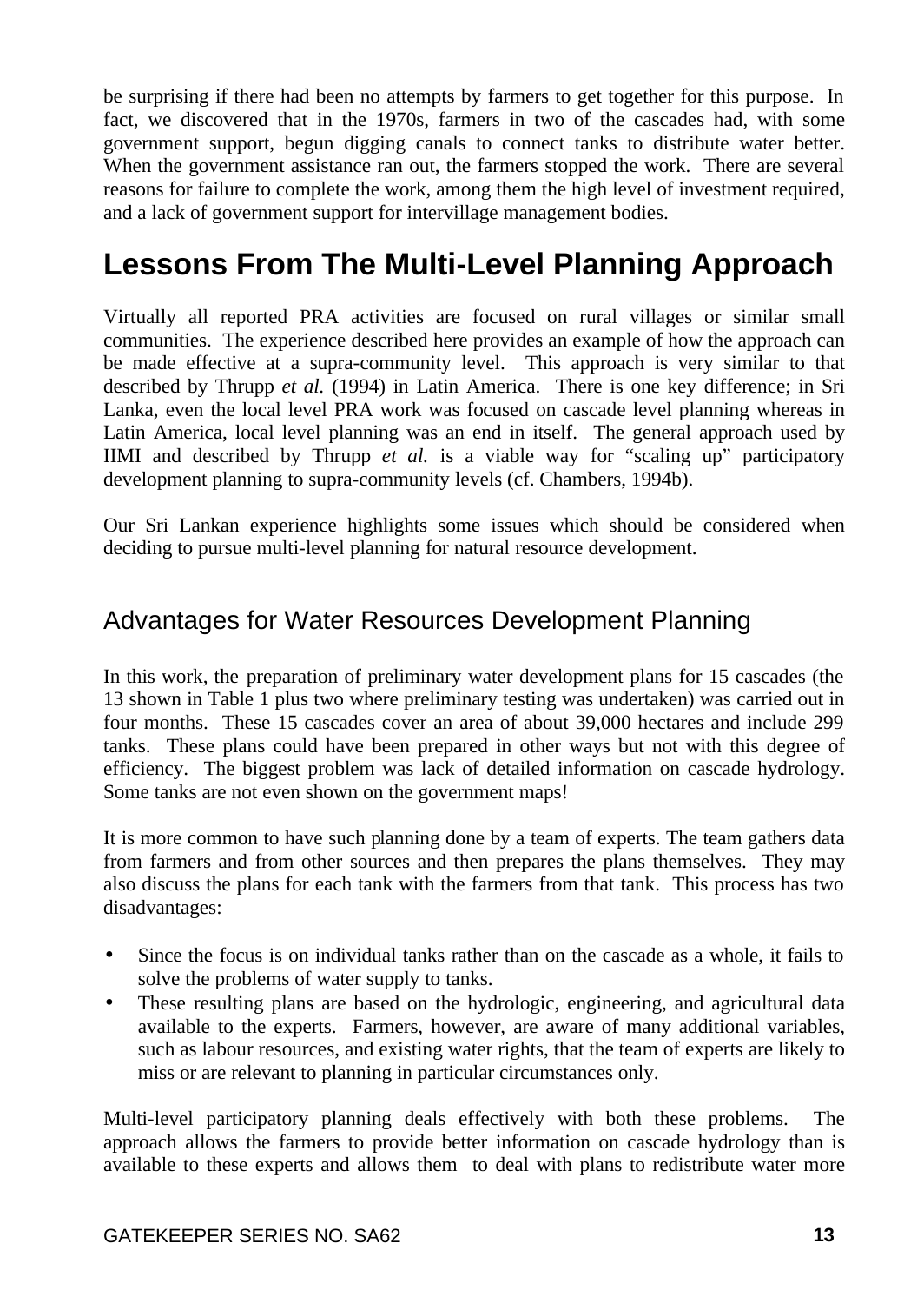be surprising if there had been no attempts by farmers to get together for this purpose. In fact, we discovered that in the 1970s, farmers in two of the cascades had, with some government support, begun digging canals to connect tanks to distribute water better. When the government assistance ran out, the farmers stopped the work. There are several reasons for failure to complete the work, among them the high level of investment required, and a lack of government support for intervillage management bodies.

# Lessons From The Multi-Level Planning Approach

Virtually all reported PRA activities are focused on rural villages or similar small communities. The experience described here provides an example of how the approach can be made effective at a supra-community level. This approach is very similar to that described by Thrupp *et al.* (1994) in Latin America. There is one key difference; in Sri Lanka, even the local level PRA work was focused on cascade level planning whereas in Latin America, local level planning was an end in itself. The general approach used by IIMI and described by Thrupp *et al.* is a viable way for "scaling up" participatory development planning to supra-community levels (cf. Chambers, 1994b).

Our Sri Lankan experience highlights some issues which should be considered when deciding to pursue multi-level planning for natural resource development.

## Advantages for Water Resources Development Planning

In this work, the preparation of preliminary water development plans for 15 cascades (the 13 shown in Table 1 plus two where preliminary testing was undertaken) was carried out in four months. These 15 cascades cover an area of about 39,000 hectares and include 299 tanks. These plans could have been prepared in other ways but not with this degree of efficiency. The biggest problem was lack of detailed information on cascade hydrology. Some tanks are not even shown on the government maps!

It is more common to have such planning done by a team of experts. The team gathers data from farmers and from other sources and then prepares the plans themselves. They may also discuss the plans for each tank with the farmers from that tank. This process has two disadvantages:

- Since the focus is on individual tanks rather than on the cascade as a whole, it fails to solve the problems of water supply to tanks.
- These resulting plans are based on the hydrologic, engineering, and agricultural data available to the experts. Farmers, however, are aware of many additional variables, such as labour resources, and existing water rights, that the team of experts are likely to miss or are relevant to planning in particular circumstances only.

Multi-level participatory planning deals effectively with both these problems. The approach allows the farmers to provide better information on cascade hydrology than is available to these experts and allows them to deal with plans to redistribute water more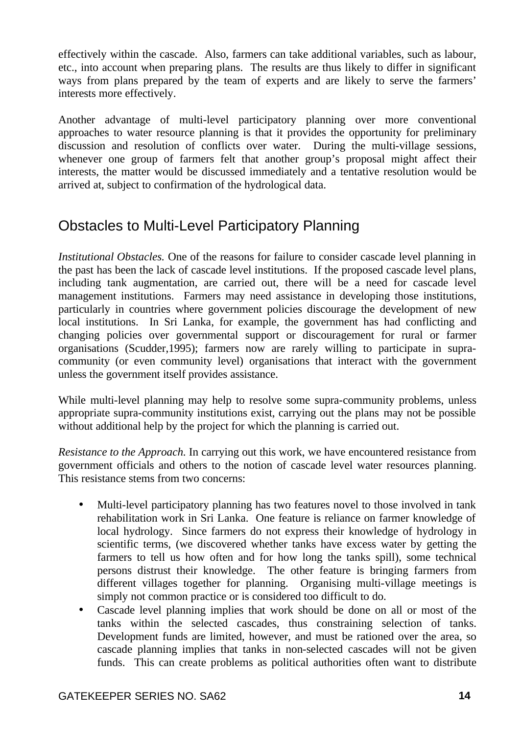effectively within the cascade. Also, farmers can take additional variables, such as labour, etc., into account when preparing plans. The results are thus likely to differ in significant ways from plans prepared by the team of experts and are likely to serve the farmers' interests more effectively.

Another advantage of multi-level participatory planning over more conventional approaches to water resource planning is that it provides the opportunity for preliminary discussion and resolution of conflicts over water. During the multi-village sessions, whenever one group of farmers felt that another group's proposal might affect their interests, the matter would be discussed immediately and a tentative resolution would be arrived at, subject to confirmation of the hydrological data.

## Obstacles to Multi-Level Participatory Planning

*Institutional Obstacles.* One of the reasons for failure to consider cascade level planning in the past has been the lack of cascade level institutions. If the proposed cascade level plans, including tank augmentation, are carried out, there will be a need for cascade level management institutions. Farmers may need assistance in developing those institutions, particularly in countries where government policies discourage the development of new local institutions. In Sri Lanka, for example, the government has had conflicting and changing policies over governmental support or discouragement for rural or farmer organisations (Scudder,1995); farmers now are rarely willing to participate in supra-community (or even community level) organisations that interact with the government unless the government itself provides assistance.

While multi-level planning may help to resolve some supra-community problems, unless appropriate supra-community institutions exist, carrying out the plans may not be possible without additional help by the project for which the planning is carried out.

*Resistance to the Approach.* In carrying out this work, we have encountered resistance from government officials and others to the notion of cascade level water resources planning. This resistance stems from two concerns:

- Multi-level participatory planning has two features novel to those involved in tank rehabilitation work in Sri Lanka. One feature is reliance on farmer knowledge of local hydrology. Since farmers do not express their knowledge of hydrology in scientific terms, (we discovered whether tanks have excess water by getting the farmers to tell us how often and for how long the tanks spill), some technical persons distrust their knowledge. The other feature is bringing farmers from different villages together for planning. Organising multi-village meetings is simply not common practice or is considered too difficult to do.
- Cascade level planning implies that work should be done on all or most of the tanks within the selected cascades, thus constraining selection of tanks. Development funds are limited, however, and must be rationed over the area, so cascade planning implies that tanks in non-selected cascades will not be given funds. This can create problems as political authorities often want to distribute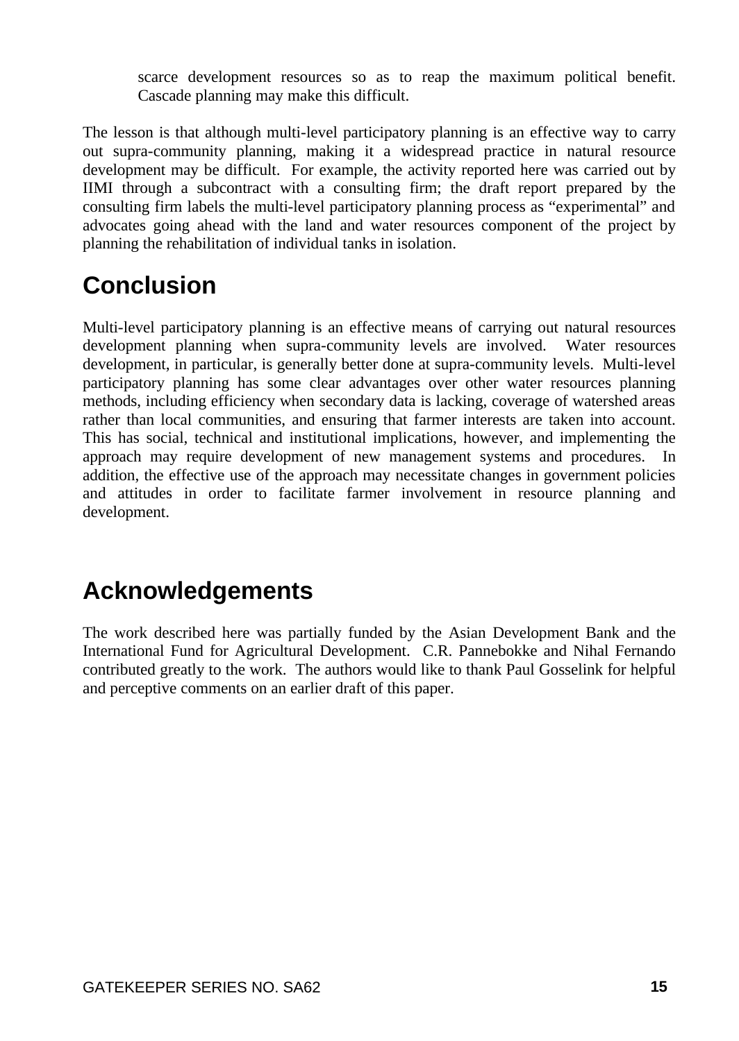scarce development resources so as to reap the maximum political benefit. Cascade planning may make this difficult.

The lesson is that although multi-level participatory planning is an effective way to carry out supra-community planning, making it a widespread practice in natural resource development may be difficult. For example, the activity reported here was carried out by IIMI through a subcontract with a consulting firm; the draft report prepared by the consulting firm labels the multi-level participatory planning process as "experimental" and advocates going ahead with the land and water resources component of the project by planning the rehabilitation of individual tanks in isolation.

## Conclusion

Multi-level participatory planning is an effective means of carrying out natural resources development planning when supra-community levels are involved. Water resources development, in particular, is generally better done at supra-community levels. Multi-level participatory planning has some clear advantages over other water resources planning methods, including efficiency when secondary data is lacking, coverage of watershed areas rather than local communities, and ensuring that farmer interests are taken into account. This has social, technical and institutional implications, however, and implementing the approach may require development of new management systems and procedures. In addition, the effective use of the approach may necessitate changes in government policies and attitudes in order to facilitate farmer involvement in resource planning and development.

## Acknowledgements

The work described here was partially funded by the Asian Development Bank and the International Fund for Agricultural Development. C.R. Pannebokke and Nihal Fernando contributed greatly to the work. The authors would like to thank Paul Gosselink for helpful and perceptive comments on an earlier draft of this paper.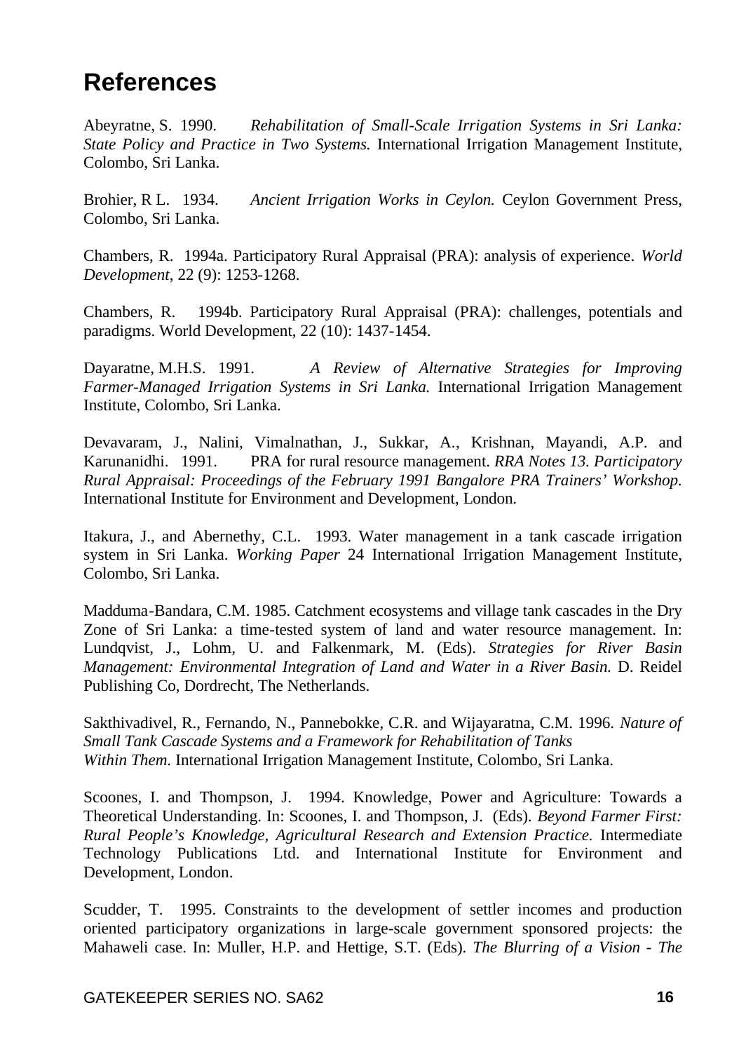# References

Abeyratne, S. 1990. *Rehabilitation of Small-Scale Irrigation Systems in Sri Lanka: State Policy and Practice in Two Systems.* International Irrigation Management Institute, Colombo, Sri Lanka.

Brohier, R L. 1934. *Ancient Irrigation Works in Ceylon.* Ceylon Government Press, Colombo, Sri Lanka.

Chambers, R. 1994a. Participatory Rural Appraisal (PRA): analysis of experience. *World Development*, 22 (9): 1253-1268.

Chambers, R. 1994b. Participatory Rural Appraisal (PRA): challenges, potentials and paradigms. World Development, 22 (10): 1437-1454.

Dayaratne, M.H.S. 1991. *A Review of Alternative Strategies for Improving Farmer-Managed Irrigation Systems in Sri Lanka.* International Irrigation Management Institute, Colombo, Sri Lanka.

Devavaram, J., Nalini, Vimalnathan, J., Sukkar, A., Krishnan, Mayandi, A.P. and Karunanidhi. 1991. PRA for rural resource management. *RRA Notes 13. Participatory Rural Appraisal: Proceedings of the February 1991 Bangalore PRA Trainers' Workshop.* International Institute for Environment and Development, London.

Itakura, J., and Abernethy, C.L. 1993. Water management in a tank cascade irrigation system in Sri Lanka. *Working Paper* 24 International Irrigation Management Institute, Colombo, Sri Lanka.

Madduma-Bandara, C.M. 1985. Catchment ecosystems and village tank cascades in the Dry Zone of Sri Lanka: a time-tested system of land and water resource management. In: Lundqvist, J., Lohm, U. and Falkenmark, M. (Eds). *Strategies for River Basin Management: Environmental Integration of Land and Water in a River Basin.* D. Reidel Publishing Co, Dordrecht, The Netherlands.

Sakthivadivel, R., Fernando, N., Pannebokke, C.R. and Wijayaratna, C.M. 1996. *Nature of Small Tank Cascade Systems and a Framework for Rehabilitation of Tanks Within Them.* International Irrigation Management Institute, Colombo, Sri Lanka.

Scoones, I. and Thompson, J. 1994. Knowledge, Power and Agriculture: Towards a Theoretical Understanding. In: Scoones, I. and Thompson, J. (Eds). *Beyond Farmer First: Rural People's Knowledge, Agricultural Research and Extension Practice.* Intermediate Technology Publications Ltd. and International Institute for Environment and Development, London.

Scudder, T. 1995. Constraints to the development of settler incomes and production oriented participatory organizations in large-scale government sponsored projects: the Mahaweli case. In: Muller, H.P. and Hettige, S.T. (Eds). *The Blurring of a Vision - The*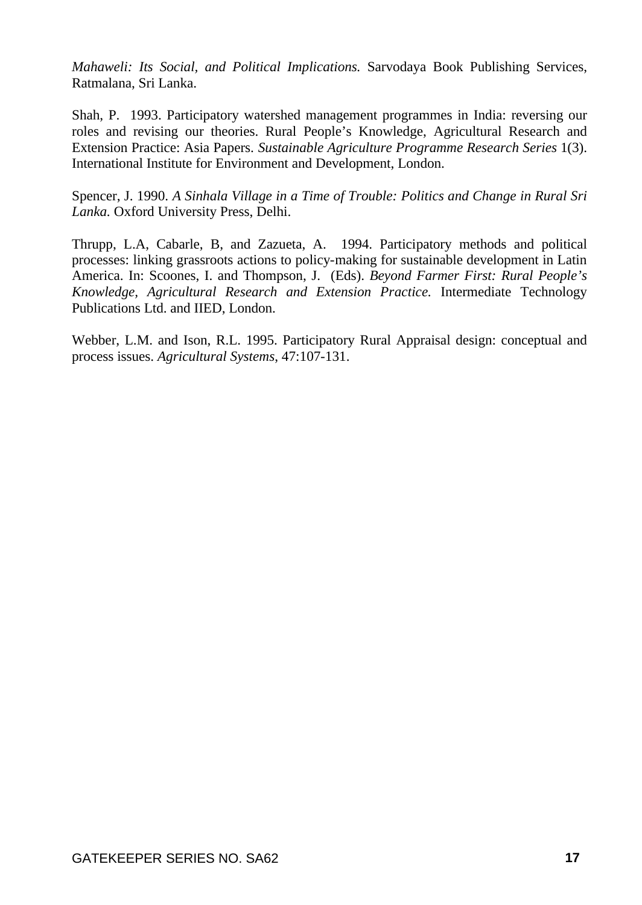*Mahaweli: Its Social, and Political Implications.* Sarvodaya Book Publishing Services, Ratmalana, Sri Lanka.

Shah, P. 1993. Participatory watershed management programmes in India: reversing our roles and revising our theories. Rural People's Knowledge, Agricultural Research and Extension Practice: Asia Papers. *Sustainable Agriculture Programme Research Series* 1(3). International Institute for Environment and Development, London.

Spencer, J. 1990. *A Sinhala Village in a Time of Trouble: Politics and Change in Rural Sri Lanka.* Oxford University Press, Delhi.

Thrupp, L.A, Cabarle, B, and Zazueta, A. 1994. Participatory methods and political processes: linking grassroots actions to policy-making for sustainable development in Latin America. In: Scoones, I. and Thompson, J. (Eds). *Beyond Farmer First: Rural People's Knowledge, Agricultural Research and Extension Practice.* Intermediate Technology Publications Ltd. and IIED, London.

Webber, L.M. and Ison, R.L. 1995. Participatory Rural Appraisal design: conceptual and process issues. *Agricultural Systems*, 47:107-131.